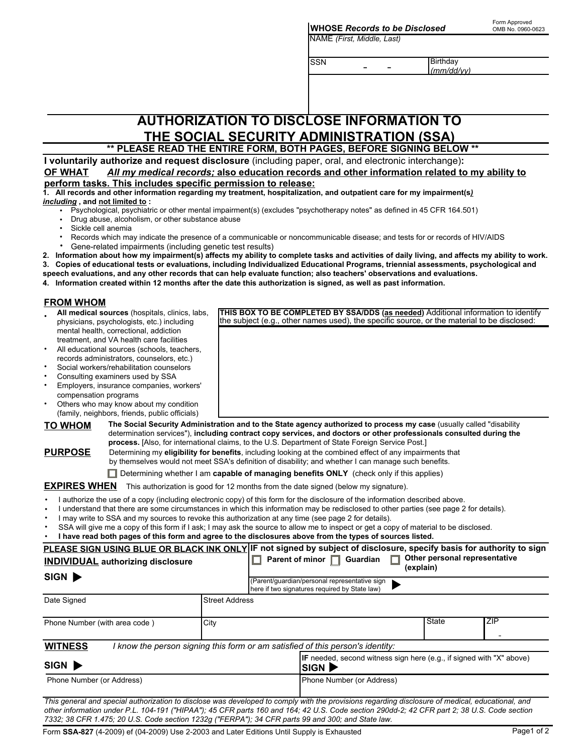Form Approved
OMB No. 0960-0623

**WHOSE** *Records to be Disclosed*

| | |
|---|---|
| NAME *(First, Middle, Last)* | |
| SSN - - | Birthday *(mm/dd/yy)* |

# AUTHORIZATION TO DISCLOSE INFORMATION TO THE SOCIAL SECURITY ADMINISTRATION (SSA)

**\*\* PLEASE READ THE ENTIRE FORM, BOTH PAGES, BEFORE SIGNING BELOW \*\***

**I voluntarily authorize and request disclosure** (including paper, oral, and electronic interchange)**:**

**OF WHAT** ***All my medical records;*** **also education records and other information related to my ability to perform tasks. This includes specific permission to release:**

**1. All records and other information regarding my treatment, hospitalization, and outpatient care for my impairment(s)** ***including*** **, and not limited to :**

- Psychological, psychiatric or other mental impairment(s) (excludes "psychotherapy notes" as defined in 45 CFR 164.501)
- Drug abuse, alcoholism, or other substance abuse
- Sickle cell anemia
- Records which may indicate the presence of a communicable or noncommunicable disease; and tests for or records of HIV/AIDS
- Gene-related impairments (including genetic test results)

**2. Information about how my impairment(s) affects my ability to complete tasks and activities of daily living, and affects my ability to work.**

**3. Copies of educational tests or evaluations, including Individualized Educational Programs, triennial assessments, psychological and speech evaluations, and any other records that can help evaluate function; also teachers' observations and evaluations.**

**4. Information created within 12 months after the date this authorization is signed, as well as past information.**

**FROM WHOM**

- **All medical sources** (hospitals, clinics, labs, physicians, psychologists, etc.) including mental health, correctional, addiction treatment, and VA health care facilities
- All educational sources (schools, teachers, records administrators, counselors, etc.)
- Social workers/rehabilitation counselors
- Consulting examiners used by SSA
- Employers, insurance companies, workers' compensation programs
- Others who may know about my condition (family, neighbors, friends, public officials)

**THIS BOX TO BE COMPLETED BY SSA/DDS (as needed)** Additional information to identify the subject (e.g., other names used), the specific source, or the material to be disclosed:

**TO WHOM** **The Social Security Administration and to the State agency authorized to process my case** (usually called "disability determination services"), **including contract copy services, and doctors or other professionals consulted during the process.** [Also, for international claims, to the U.S. Department of State Foreign Service Post.]

**PURPOSE** Determining my **eligibility for benefits**, including looking at the combined effect of any impairments that by themselves would not meet SSA's definition of disability; and whether I can manage such benefits.

☐ Determining whether I am **capable of managing benefits ONLY** (check only if this applies)

**EXPIRES WHEN** This authorization is good for 12 months from the date signed (below my signature).

- I authorize the use of a copy (including electronic copy) of this form for the disclosure of the information described above.
- I understand that there are some circumstances in which this information may be redisclosed to other parties (see page 2 for details).
- I may write to SSA and my sources to revoke this authorization at any time (see page 2 for details).
- SSA will give me a copy of this form if I ask; I may ask the source to allow me to inspect or get a copy of material to be disclosed.
- **I have read both pages of this form and agree to the disclosures above from the types of sources listed.**

| **PLEASE SIGN USING BLUE OR BLACK INK ONLY** | | **IF not signed by subject of disclosure, specify basis for authority to sign** | | |
|---|---|---|---|---|
| **INDIVIDUAL** authorizing disclosure | | ☐ **Parent of minor** ☐ **Guardian** ☐ **Other personal representative (explain)** | | |
| **SIGN ▶** | | (Parent/guardian/personal representative sign here if two signatures required by State law) ▶ | | |
| Date Signed | Street Address | | | |
| Phone Number (with area code ) | City | | State | ZIP - |

**WITNESS** *I know the person signing this form or am satisfied of this person's identity:*

| | |
|---|---|
| **SIGN ▶** | **IF** needed, second witness sign here (e.g., if signed with "X" above) **SIGN ▶** |
| Phone Number (or Address) | Phone Number (or Address) |

*This general and special authorization to disclose was developed to comply with the provisions regarding disclosure of medical, educational, and other information under P.L. 104-191 ("HIPAA"); 45 CFR parts 160 and 164; 42 U.S. Code section 290dd-2; 42 CFR part 2; 38 U.S. Code section 7332; 38 CFR 1.475; 20 U.S. Code section 1232g ("FERPA"); 34 CFR parts 99 and 300; and State law.*

Form **SSA-827** (4-2009) ef (04-2009) Use 2-2003 and Later Editions Until Supply is Exhausted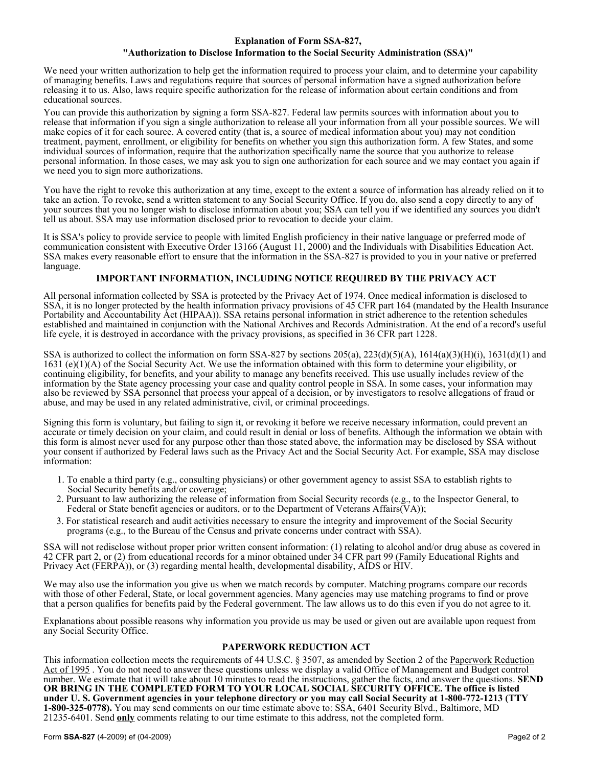## Explanation of Form SSA-827, "Authorization to Disclose Information to the Social Security Administration (SSA)"

We need your written authorization to help get the information required to process your claim, and to determine your capability of managing benefits. Laws and regulations require that sources of personal information have a signed authorization before releasing it to us. Also, laws require specific authorization for the release of information about certain conditions and from educational sources.

You can provide this authorization by signing a form SSA-827. Federal law permits sources with information about you to release that information if you sign a single authorization to release all your information from all your possible sources. We will make copies of it for each source. A covered entity (that is, a source of medical information about you) may not condition treatment, payment, enrollment, or eligibility for benefits on whether you sign this authorization form. A few States, and some individual sources of information, require that the authorization specifically name the source that you authorize to release personal information. In those cases, we may ask you to sign one authorization for each source and we may contact you again if we need you to sign more authorizations.

You have the right to revoke this authorization at any time, except to the extent a source of information has already relied on it to take an action. To revoke, send a written statement to any Social Security Office. If you do, also send a copy directly to any of your sources that you no longer wish to disclose information about you; SSA can tell you if we identified any sources you didn't tell us about. SSA may use information disclosed prior to revocation to decide your claim.

It is SSA's policy to provide service to people with limited English proficiency in their native language or preferred mode of communication consistent with Executive Order 13166 (August 11, 2000) and the Individuals with Disabilities Education Act. SSA makes every reasonable effort to ensure that the information in the SSA-827 is provided to you in your native or preferred language.

### IMPORTANT INFORMATION, INCLUDING NOTICE REQUIRED BY THE PRIVACY ACT

All personal information collected by SSA is protected by the Privacy Act of 1974. Once medical information is disclosed to SSA, it is no longer protected by the health information privacy provisions of 45 CFR part 164 (mandated by the Health Insurance Portability and Accountability Act (HIPAA)). SSA retains personal information in strict adherence to the retention schedules established and maintained in conjunction with the National Archives and Records Administration. At the end of a record's useful life cycle, it is destroyed in accordance with the privacy provisions, as specified in 36 CFR part 1228.

SSA is authorized to collect the information on form SSA-827 by sections 205(a), 223(d)(5)(A), 1614(a)(3)(H)(i), 1631(d)(1) and 1631 (e)(1)(A) of the Social Security Act. We use the information obtained with this form to determine your eligibility, or continuing eligibility, for benefits, and your ability to manage any benefits received. This use usually includes review of the information by the State agency processing your case and quality control people in SSA. In some cases, your information may also be reviewed by SSA personnel that process your appeal of a decision, or by investigators to resolve allegations of fraud or abuse, and may be used in any related administrative, civil, or criminal proceedings.

Signing this form is voluntary, but failing to sign it, or revoking it before we receive necessary information, could prevent an accurate or timely decision on your claim, and could result in denial or loss of benefits. Although the information we obtain with this form is almost never used for any purpose other than those stated above, the information may be disclosed by SSA without your consent if authorized by Federal laws such as the Privacy Act and the Social Security Act. For example, SSA may disclose information:

1. To enable a third party (e.g., consulting physicians) or other government agency to assist SSA to establish rights to Social Security benefits and/or coverage;
2. Pursuant to law authorizing the release of information from Social Security records (e.g., to the Inspector General, to Federal or State benefit agencies or auditors, or to the Department of Veterans Affairs(VA));
3. For statistical research and audit activities necessary to ensure the integrity and improvement of the Social Security programs (e.g., to the Bureau of the Census and private concerns under contract with SSA).

SSA will not redisclose without proper prior written consent information: (1) relating to alcohol and/or drug abuse as covered in 42 CFR part 2, or (2) from educational records for a minor obtained under 34 CFR part 99 (Family Educational Rights and Privacy Act (FERPA)), or (3) regarding mental health, developmental disability, AIDS or HIV.

We may also use the information you give us when we match records by computer. Matching programs compare our records with those of other Federal, State, or local government agencies. Many agencies may use matching programs to find or prove that a person qualifies for benefits paid by the Federal government. The law allows us to do this even if you do not agree to it.

Explanations about possible reasons why information you provide us may be used or given out are available upon request from any Social Security Office.

### PAPERWORK REDUCTION ACT

This information collection meets the requirements of 44 U.S.C. § 3507, as amended by Section 2 of the Paperwork Reduction Act of 1995 . You do not need to answer these questions unless we display a valid Office of Management and Budget control number. We estimate that it will take about 10 minutes to read the instructions, gather the facts, and answer the questions. **SEND OR BRING IN THE COMPLETED FORM TO YOUR LOCAL SOCIAL SECURITY OFFICE. The office is listed under U. S. Government agencies in your telephone directory or you may call Social Security at 1-800-772-1213 (TTY 1-800-325-0778).** You may send comments on our time estimate above to: SSA, 6401 Security Blvd., Baltimore, MD 21235-6401. Send **only** comments relating to our time estimate to this address, not the completed form.

Form **SSA-827** (4-2009) ef (04-2009)